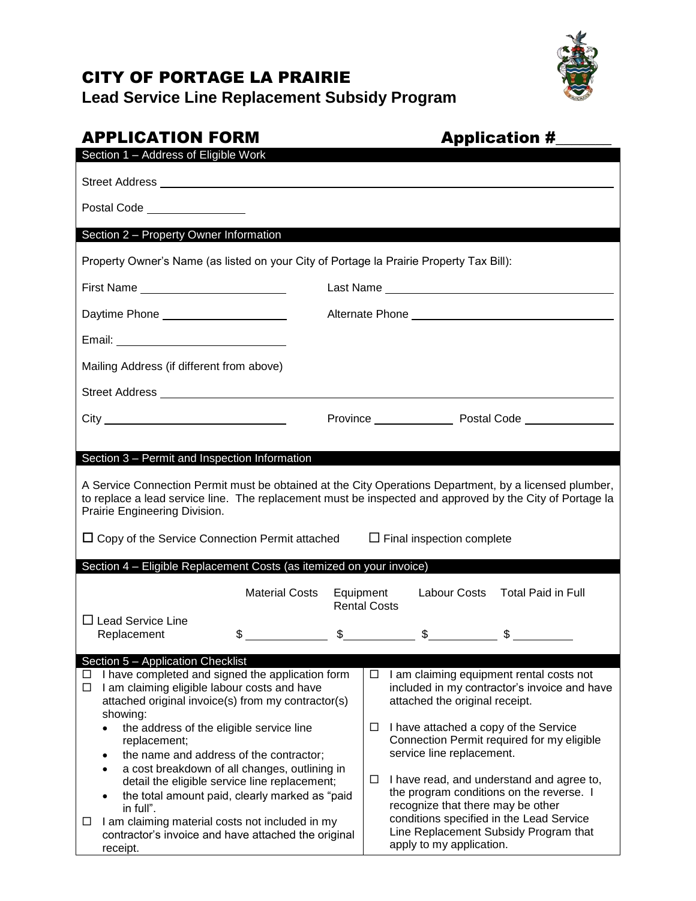# CITY OF PORTAGE LA PRAIRIE

## Lead Service Line Replacement Subsidy Program

## APPLICATION FORM

**Application #\_\_\_\_\_\_**

### Section 1 – Address of Eligible Work

Street Address \_\_\_\_\_\_\_\_\_\_\_\_\_\_\_\_\_\_\_\_\_\_\_\_\_\_\_\_\_\_\_\_\_\_\_\_\_\_\_\_\_\_\_\_\_\_\_\_\_\_\_\_\_\_

Postal Code \_\_\_\_\_\_\_\_\_\_\_\_\_\_\_\_

### Section 2 – Property Owner Information

Property Owner's Name (as listed on your City of Portage la Prairie Property Tax Bill):

First Name \_\_\_\_\_\_\_\_\_\_\_\_\_\_\_\_\_\_\_\_\_\_\_\_ Last Name \_\_\_\_\_\_\_\_\_\_\_\_\_\_\_\_\_\_\_\_\_\_\_\_\_\_\_\_\_\_\_\_\_\_\_\_\_\_

Daytime Phone \_\_\_\_\_\_\_\_\_\_\_\_\_\_\_\_\_\_\_\_ Alternate Phone \_\_\_\_\_\_\_\_\_\_\_\_\_\_\_\_\_\_\_\_\_\_\_\_\_\_\_\_\_\_\_\_\_\_

Email: \_\_\_\_\_\_\_\_\_\_\_\_\_\_\_\_\_\_\_\_\_\_\_\_\_\_\_\_

Mailing Address (if different from above)

Street Address \_\_\_\_\_\_\_\_\_\_\_\_\_\_\_\_\_\_\_\_\_\_\_\_\_\_\_\_\_\_\_\_\_\_\_\_\_\_\_\_\_\_\_\_\_\_\_\_\_\_\_\_\_\_

City \_\_\_\_\_\_\_\_\_\_\_\_\_\_\_\_\_\_\_\_\_\_\_\_\_\_\_\_\_\_ Province \_\_\_\_\_\_\_\_\_\_\_\_\_\_ Postal Code \_\_\_\_\_\_\_\_\_\_\_\_\_\_\_\_

### Section 3 – Permit and Inspection Information

A Service Connection Permit must be obtained at the City Operations Department, by a licensed plumber, to replace a lead service line. The replacement must be inspected and approved by the City of Portage la Prairie Engineering Division.

☐ Copy of the Service Connection Permit attached ☐ Final inspection complete

### Section 4 – Eligible Replacement Costs (as itemized on your invoice)

| | Material Costs | Equipment Rental Costs | Labour Costs | Total Paid in Full |
|---|---|---|---|---|
| ☐ Lead Service Line Replacement | $ \_\_\_\_\_\_\_\_\_\_ | $ \_\_\_\_\_\_\_\_\_\_ | $ \_\_\_\_\_\_\_\_\_\_ | $ \_\_\_\_\_\_\_\_\_\_ |

### Section 5 – Application Checklist

- ☐ I have completed and signed the application form
- ☐ I am claiming eligible labour costs and have attached original invoice(s) from my contractor(s) showing:
  - the address of the eligible service line replacement;
  - the name and address of the contractor;
  - a cost breakdown of all changes, outlining in detail the eligible service line replacement;
  - the total amount paid, clearly marked as "paid in full".
- ☐ I am claiming material costs not included in my contractor's invoice and have attached the original receipt.
- ☐ I am claiming equipment rental costs not included in my contractor's invoice and have attached the original receipt.
- ☐ I have attached a copy of the Service Connection Permit required for my eligible service line replacement.
- ☐ I have read, and understand and agree to, the program conditions on the reverse. I recognize that there may be other conditions specified in the Lead Service Line Replacement Subsidy Program that apply to my application.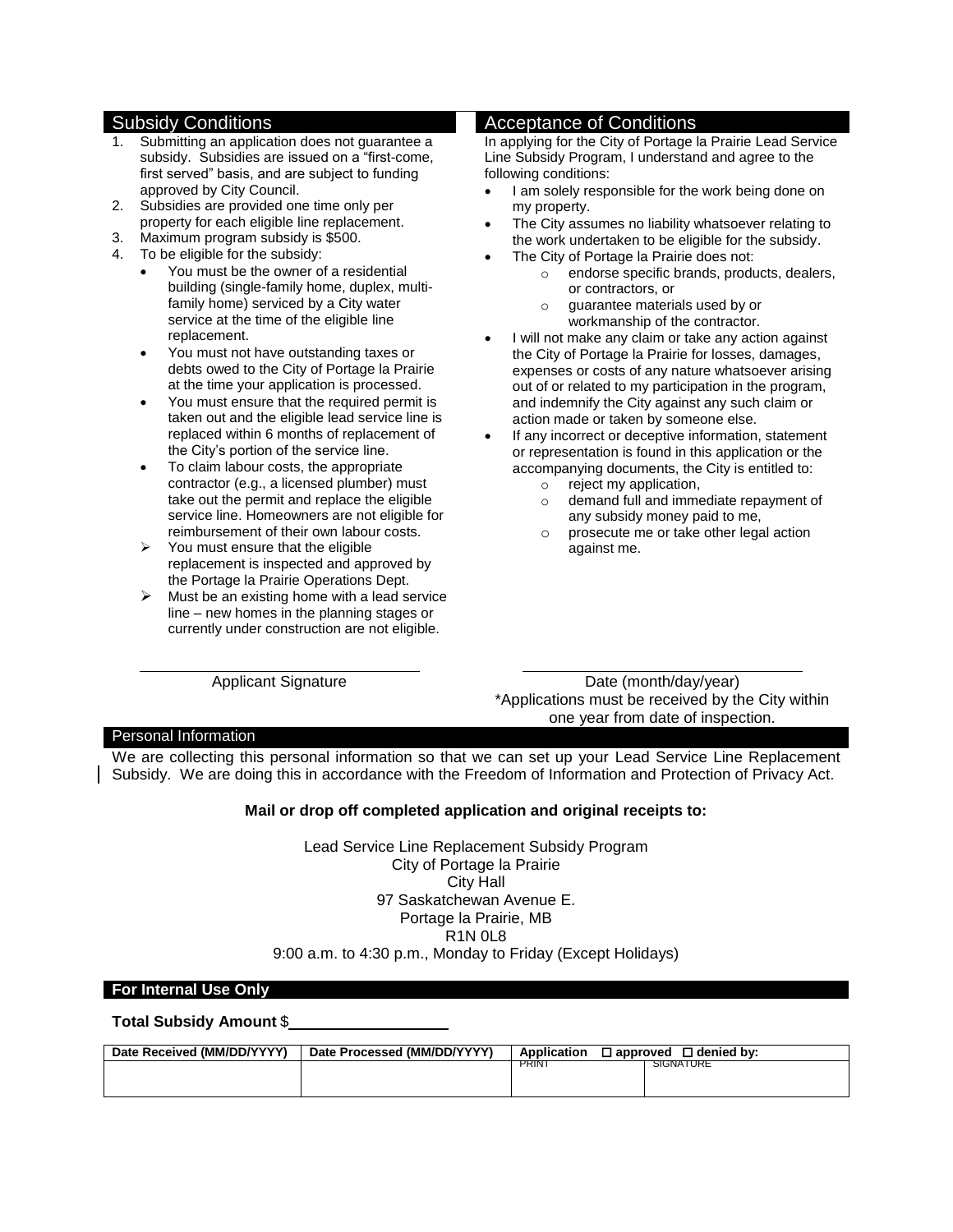## Subsidy Conditions

1. Submitting an application does not guarantee a subsidy. Subsidies are issued on a "first-come, first served" basis, and are subject to funding approved by City Council.
2. Subsidies are provided one time only per property for each eligible line replacement.
3. Maximum program subsidy is $500.
4. To be eligible for the subsidy:
   - You must be the owner of a residential building (single-family home, duplex, multi-family home) serviced by a City water service at the time of the eligible line replacement.
   - You must not have outstanding taxes or debts owed to the City of Portage la Prairie at the time your application is processed.
   - You must ensure that the required permit is taken out and the eligible lead service line is replaced within 6 months of replacement of the City's portion of the service line.
   - To claim labour costs, the appropriate contractor (e.g., a licensed plumber) must take out the permit and replace the eligible service line. Homeowners are not eligible for reimbursement of their own labour costs.
   - ➢ You must ensure that the eligible replacement is inspected and approved by the Portage la Prairie Operations Dept.
   - ➢ Must be an existing home with a lead service line – new homes in the planning stages or currently under construction are not eligible.

## Acceptance of Conditions

In applying for the City of Portage la Prairie Lead Service Line Subsidy Program, I understand and agree to the following conditions:

- I am solely responsible for the work being done on my property.
- The City assumes no liability whatsoever relating to the work undertaken to be eligible for the subsidy.
- The City of Portage la Prairie does not:
  - endorse specific brands, products, dealers, or contractors, or
  - guarantee materials used by or workmanship of the contractor.
- I will not make any claim or take any action against the City of Portage la Prairie for losses, damages, expenses or costs of any nature whatsoever arising out of or related to my participation in the program, and indemnify the City against any such claim or action made or taken by someone else.
- If any incorrect or deceptive information, statement or representation is found in this application or the accompanying documents, the City is entitled to:
  - reject my application,
  - demand full and immediate repayment of any subsidy money paid to me,
  - prosecute me or take other legal action against me.

Applicant Signature ____________________

Date (month/day/year) ____________________

*Applications must be received by the City within one year from date of inspection.

## Personal Information

We are collecting this personal information so that we can set up your Lead Service Line Replacement Subsidy. We are doing this in accordance with the Freedom of Information and Protection of Privacy Act.

**Mail or drop off completed application and original receipts to:**

Lead Service Line Replacement Subsidy Program
City of Portage la Prairie
City Hall
97 Saskatchewan Avenue E.
Portage la Prairie, MB
R1N 0L8
9:00 a.m. to 4:30 p.m., Monday to Friday (Except Holidays)

## For Internal Use Only

**Total Subsidy Amount** $____________________

| Date Received (MM/DD/YYYY) | Date Processed (MM/DD/YYYY) | Application ☐ approved ☐ denied by: | |
|---|---|---|---|
| | | PRINT | SIGNATURE |